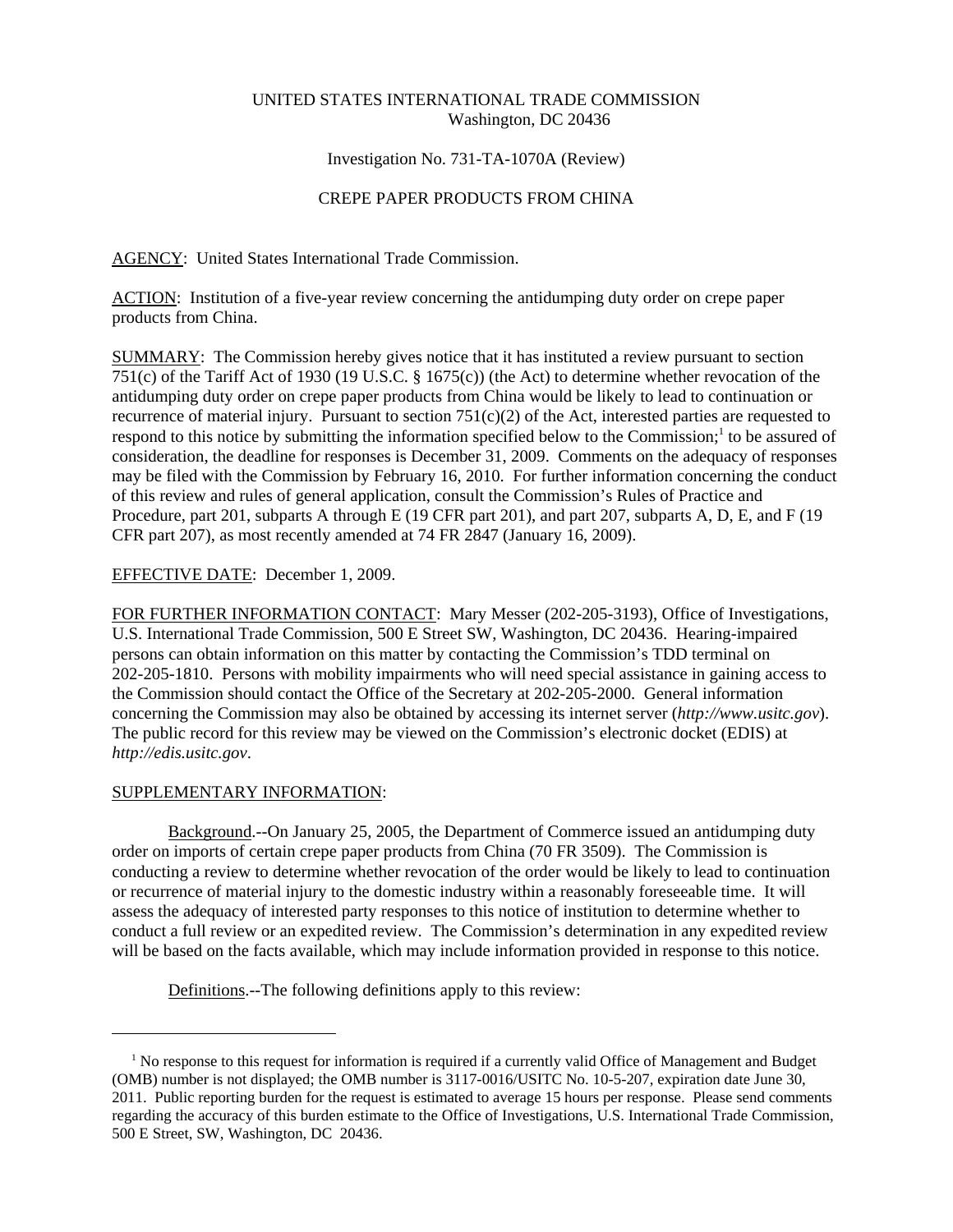UNITED STATES INTERNATIONAL TRADE COMMISSION
Washington, DC 20436

Investigation No. 731-TA-1070A (Review)

CREPE PAPER PRODUCTS FROM CHINA

AGENCY: United States International Trade Commission.

ACTION: Institution of a five-year review concerning the antidumping duty order on crepe paper products from China.

SUMMARY: The Commission hereby gives notice that it has instituted a review pursuant to section 751(c) of the Tariff Act of 1930 (19 U.S.C. § 1675(c)) (the Act) to determine whether revocation of the antidumping duty order on crepe paper products from China would be likely to lead to continuation or recurrence of material injury. Pursuant to section 751(c)(2) of the Act, interested parties are requested to respond to this notice by submitting the information specified below to the Commission;[1] to be assured of consideration, the deadline for responses is December 31, 2009. Comments on the adequacy of responses may be filed with the Commission by February 16, 2010. For further information concerning the conduct of this review and rules of general application, consult the Commission's Rules of Practice and Procedure, part 201, subparts A through E (19 CFR part 201), and part 207, subparts A, D, E, and F (19 CFR part 207), as most recently amended at 74 FR 2847 (January 16, 2009).

EFFECTIVE DATE: December 1, 2009.

FOR FURTHER INFORMATION CONTACT: Mary Messer (202-205-3193), Office of Investigations, U.S. International Trade Commission, 500 E Street SW, Washington, DC 20436. Hearing-impaired persons can obtain information on this matter by contacting the Commission's TDD terminal on 202-205-1810. Persons with mobility impairments who will need special assistance in gaining access to the Commission should contact the Office of the Secretary at 202-205-2000. General information concerning the Commission may also be obtained by accessing its internet server (*http://www.usitc.gov*). The public record for this review may be viewed on the Commission's electronic docket (EDIS) at *http://edis.usitc.gov*.

SUPPLEMENTARY INFORMATION:

Background.--On January 25, 2005, the Department of Commerce issued an antidumping duty order on imports of certain crepe paper products from China (70 FR 3509). The Commission is conducting a review to determine whether revocation of the order would be likely to lead to continuation or recurrence of material injury to the domestic industry within a reasonably foreseeable time. It will assess the adequacy of interested party responses to this notice of institution to determine whether to conduct a full review or an expedited review. The Commission's determination in any expedited review will be based on the facts available, which may include information provided in response to this notice.

Definitions.--The following definitions apply to this review:

[1] No response to this request for information is required if a currently valid Office of Management and Budget (OMB) number is not displayed; the OMB number is 3117-0016/USITC No. 10-5-207, expiration date June 30, 2011. Public reporting burden for the request is estimated to average 15 hours per response. Please send comments regarding the accuracy of this burden estimate to the Office of Investigations, U.S. International Trade Commission, 500 E Street, SW, Washington, DC 20436.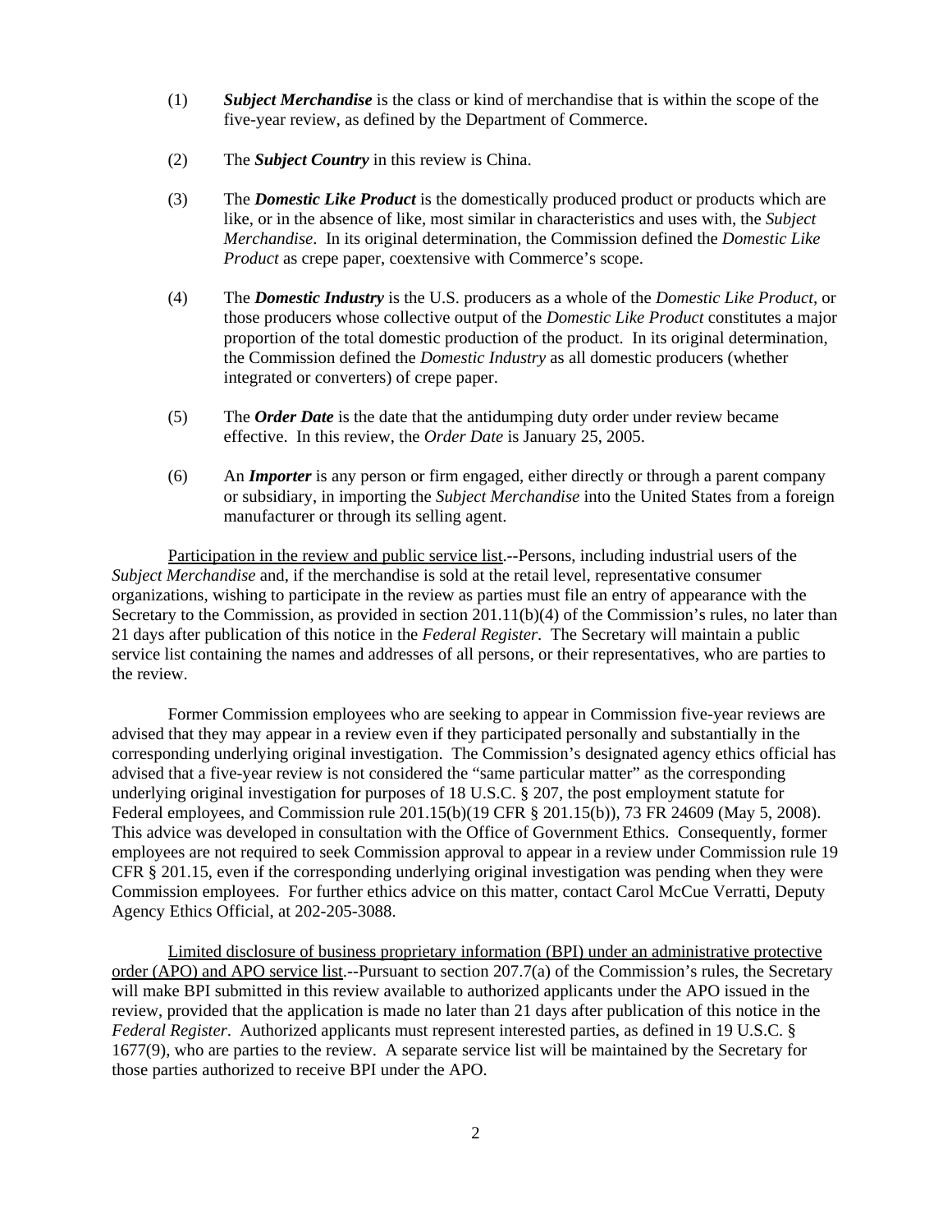(1) ***Subject Merchandise*** is the class or kind of merchandise that is within the scope of the five-year review, as defined by the Department of Commerce.

(2) The ***Subject Country*** in this review is China.

(3) The ***Domestic Like Product*** is the domestically produced product or products which are like, or in the absence of like, most similar in characteristics and uses with, the *Subject Merchandise*. In its original determination, the Commission defined the *Domestic Like Product* as crepe paper, coextensive with Commerce's scope.

(4) The ***Domestic Industry*** is the U.S. producers as a whole of the *Domestic Like Product*, or those producers whose collective output of the *Domestic Like Product* constitutes a major proportion of the total domestic production of the product. In its original determination, the Commission defined the *Domestic Industry* as all domestic producers (whether integrated or converters) of crepe paper.

(5) The ***Order Date*** is the date that the antidumping duty order under review became effective. In this review, the *Order Date* is January 25, 2005.

(6) An ***Importer*** is any person or firm engaged, either directly or through a parent company or subsidiary, in importing the *Subject Merchandise* into the United States from a foreign manufacturer or through its selling agent.

Participation in the review and public service list.--Persons, including industrial users of the *Subject Merchandise* and, if the merchandise is sold at the retail level, representative consumer organizations, wishing to participate in the review as parties must file an entry of appearance with the Secretary to the Commission, as provided in section 201.11(b)(4) of the Commission's rules, no later than 21 days after publication of this notice in the *Federal Register*. The Secretary will maintain a public service list containing the names and addresses of all persons, or their representatives, who are parties to the review.

Former Commission employees who are seeking to appear in Commission five-year reviews are advised that they may appear in a review even if they participated personally and substantially in the corresponding underlying original investigation. The Commission's designated agency ethics official has advised that a five-year review is not considered the "same particular matter" as the corresponding underlying original investigation for purposes of 18 U.S.C. § 207, the post employment statute for Federal employees, and Commission rule 201.15(b)(19 CFR § 201.15(b)), 73 FR 24609 (May 5, 2008). This advice was developed in consultation with the Office of Government Ethics. Consequently, former employees are not required to seek Commission approval to appear in a review under Commission rule 19 CFR § 201.15, even if the corresponding underlying original investigation was pending when they were Commission employees. For further ethics advice on this matter, contact Carol McCue Verratti, Deputy Agency Ethics Official, at 202-205-3088.

Limited disclosure of business proprietary information (BPI) under an administrative protective order (APO) and APO service list.--Pursuant to section 207.7(a) of the Commission's rules, the Secretary will make BPI submitted in this review available to authorized applicants under the APO issued in the review, provided that the application is made no later than 21 days after publication of this notice in the *Federal Register*. Authorized applicants must represent interested parties, as defined in 19 U.S.C. § 1677(9), who are parties to the review. A separate service list will be maintained by the Secretary for those parties authorized to receive BPI under the APO.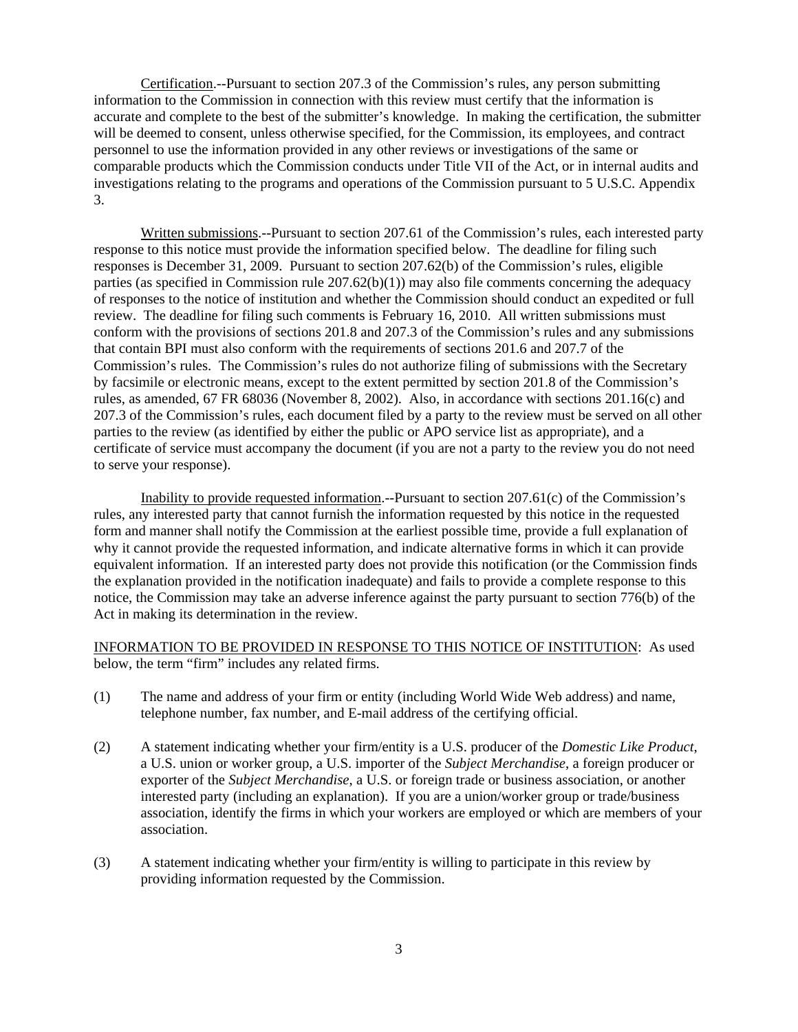Certification.--Pursuant to section 207.3 of the Commission's rules, any person submitting information to the Commission in connection with this review must certify that the information is accurate and complete to the best of the submitter's knowledge. In making the certification, the submitter will be deemed to consent, unless otherwise specified, for the Commission, its employees, and contract personnel to use the information provided in any other reviews or investigations of the same or comparable products which the Commission conducts under Title VII of the Act, or in internal audits and investigations relating to the programs and operations of the Commission pursuant to 5 U.S.C. Appendix 3.

Written submissions.--Pursuant to section 207.61 of the Commission's rules, each interested party response to this notice must provide the information specified below. The deadline for filing such responses is December 31, 2009. Pursuant to section 207.62(b) of the Commission's rules, eligible parties (as specified in Commission rule 207.62(b)(1)) may also file comments concerning the adequacy of responses to the notice of institution and whether the Commission should conduct an expedited or full review. The deadline for filing such comments is February 16, 2010. All written submissions must conform with the provisions of sections 201.8 and 207.3 of the Commission's rules and any submissions that contain BPI must also conform with the requirements of sections 201.6 and 207.7 of the Commission's rules. The Commission's rules do not authorize filing of submissions with the Secretary by facsimile or electronic means, except to the extent permitted by section 201.8 of the Commission's rules, as amended, 67 FR 68036 (November 8, 2002). Also, in accordance with sections 201.16(c) and 207.3 of the Commission's rules, each document filed by a party to the review must be served on all other parties to the review (as identified by either the public or APO service list as appropriate), and a certificate of service must accompany the document (if you are not a party to the review you do not need to serve your response).

Inability to provide requested information.--Pursuant to section 207.61(c) of the Commission's rules, any interested party that cannot furnish the information requested by this notice in the requested form and manner shall notify the Commission at the earliest possible time, provide a full explanation of why it cannot provide the requested information, and indicate alternative forms in which it can provide equivalent information. If an interested party does not provide this notification (or the Commission finds the explanation provided in the notification inadequate) and fails to provide a complete response to this notice, the Commission may take an adverse inference against the party pursuant to section 776(b) of the Act in making its determination in the review.

INFORMATION TO BE PROVIDED IN RESPONSE TO THIS NOTICE OF INSTITUTION: As used below, the term "firm" includes any related firms.

(1) The name and address of your firm or entity (including World Wide Web address) and name, telephone number, fax number, and E-mail address of the certifying official.

(2) A statement indicating whether your firm/entity is a U.S. producer of the *Domestic Like Product*, a U.S. union or worker group, a U.S. importer of the *Subject Merchandise*, a foreign producer or exporter of the *Subject Merchandise*, a U.S. or foreign trade or business association, or another interested party (including an explanation). If you are a union/worker group or trade/business association, identify the firms in which your workers are employed or which are members of your association.

(3) A statement indicating whether your firm/entity is willing to participate in this review by providing information requested by the Commission.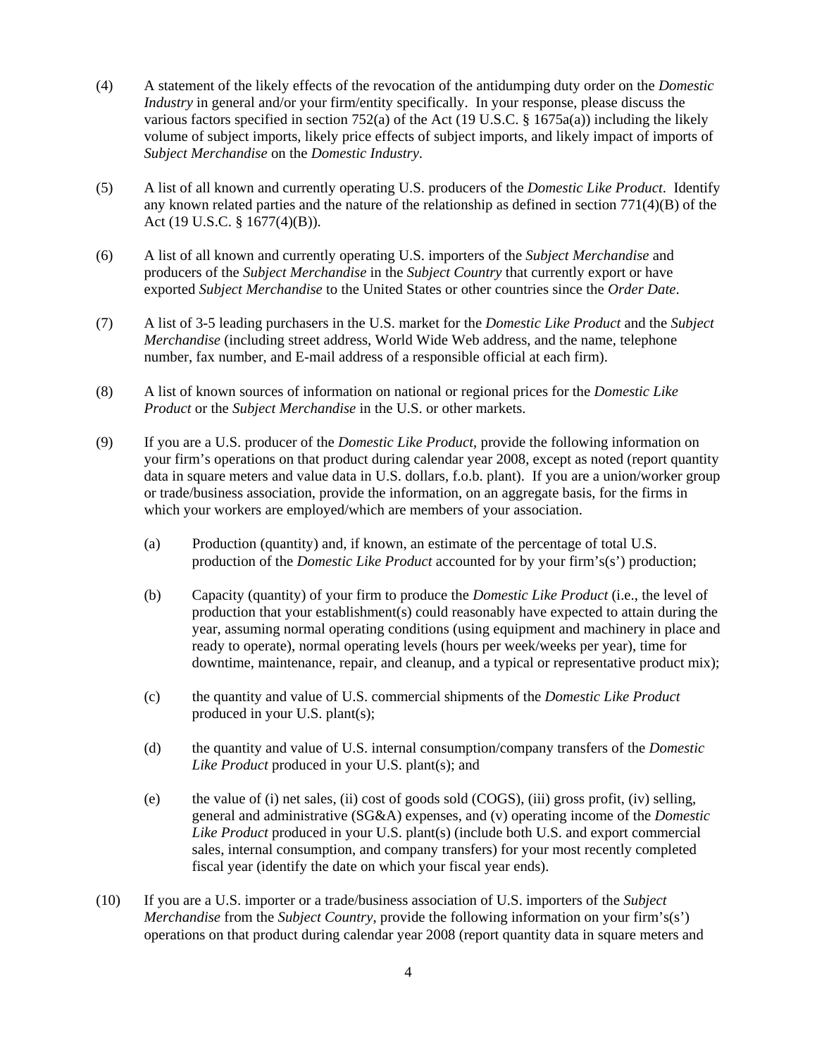(4) A statement of the likely effects of the revocation of the antidumping duty order on the *Domestic Industry* in general and/or your firm/entity specifically. In your response, please discuss the various factors specified in section 752(a) of the Act (19 U.S.C. § 1675a(a)) including the likely volume of subject imports, likely price effects of subject imports, and likely impact of imports of *Subject Merchandise* on the *Domestic Industry*.

(5) A list of all known and currently operating U.S. producers of the *Domestic Like Product*. Identify any known related parties and the nature of the relationship as defined in section 771(4)(B) of the Act (19 U.S.C. § 1677(4)(B)).

(6) A list of all known and currently operating U.S. importers of the *Subject Merchandise* and producers of the *Subject Merchandise* in the *Subject Country* that currently export or have exported *Subject Merchandise* to the United States or other countries since the *Order Date*.

(7) A list of 3-5 leading purchasers in the U.S. market for the *Domestic Like Product* and the *Subject Merchandise* (including street address, World Wide Web address, and the name, telephone number, fax number, and E-mail address of a responsible official at each firm).

(8) A list of known sources of information on national or regional prices for the *Domestic Like Product* or the *Subject Merchandise* in the U.S. or other markets.

(9) If you are a U.S. producer of the *Domestic Like Product*, provide the following information on your firm's operations on that product during calendar year 2008, except as noted (report quantity data in square meters and value data in U.S. dollars, f.o.b. plant). If you are a union/worker group or trade/business association, provide the information, on an aggregate basis, for the firms in which your workers are employed/which are members of your association.

   (a) Production (quantity) and, if known, an estimate of the percentage of total U.S. production of the *Domestic Like Product* accounted for by your firm's(s') production;

   (b) Capacity (quantity) of your firm to produce the *Domestic Like Product* (i.e., the level of production that your establishment(s) could reasonably have expected to attain during the year, assuming normal operating conditions (using equipment and machinery in place and ready to operate), normal operating levels (hours per week/weeks per year), time for downtime, maintenance, repair, and cleanup, and a typical or representative product mix);

   (c) the quantity and value of U.S. commercial shipments of the *Domestic Like Product* produced in your U.S. plant(s);

   (d) the quantity and value of U.S. internal consumption/company transfers of the *Domestic Like Product* produced in your U.S. plant(s); and

   (e) the value of (i) net sales, (ii) cost of goods sold (COGS), (iii) gross profit, (iv) selling, general and administrative (SG&A) expenses, and (v) operating income of the *Domestic Like Product* produced in your U.S. plant(s) (include both U.S. and export commercial sales, internal consumption, and company transfers) for your most recently completed fiscal year (identify the date on which your fiscal year ends).

(10) If you are a U.S. importer or a trade/business association of U.S. importers of the *Subject Merchandise* from the *Subject Country*, provide the following information on your firm's(s') operations on that product during calendar year 2008 (report quantity data in square meters and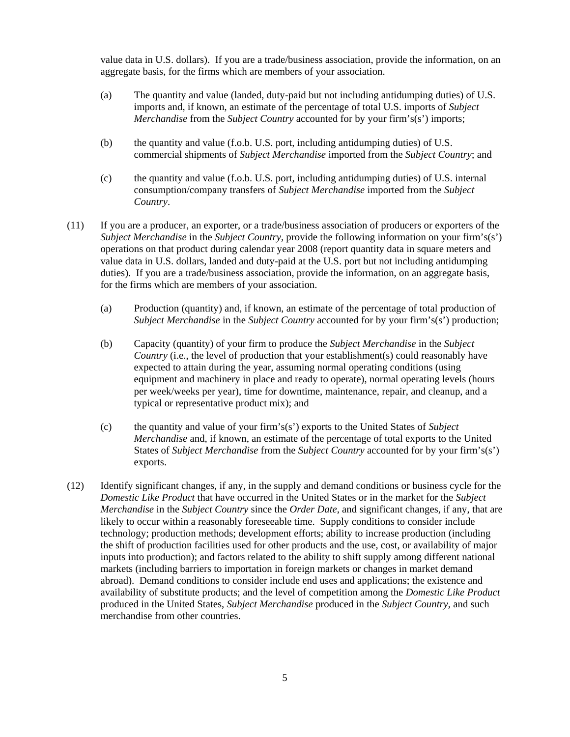value data in U.S. dollars). If you are a trade/business association, provide the information, on an aggregate basis, for the firms which are members of your association.

(a) The quantity and value (landed, duty-paid but not including antidumping duties) of U.S. imports and, if known, an estimate of the percentage of total U.S. imports of *Subject Merchandise* from the *Subject Country* accounted for by your firm's(s') imports;

(b) the quantity and value (f.o.b. U.S. port, including antidumping duties) of U.S. commercial shipments of *Subject Merchandise* imported from the *Subject Country*; and

(c) the quantity and value (f.o.b. U.S. port, including antidumping duties) of U.S. internal consumption/company transfers of *Subject Merchandise* imported from the *Subject Country*.

(11) If you are a producer, an exporter, or a trade/business association of producers or exporters of the *Subject Merchandise* in the *Subject Country*, provide the following information on your firm's(s') operations on that product during calendar year 2008 (report quantity data in square meters and value data in U.S. dollars, landed and duty-paid at the U.S. port but not including antidumping duties). If you are a trade/business association, provide the information, on an aggregate basis, for the firms which are members of your association.

(a) Production (quantity) and, if known, an estimate of the percentage of total production of *Subject Merchandise* in the *Subject Country* accounted for by your firm's(s') production;

(b) Capacity (quantity) of your firm to produce the *Subject Merchandise* in the *Subject Country* (i.e., the level of production that your establishment(s) could reasonably have expected to attain during the year, assuming normal operating conditions (using equipment and machinery in place and ready to operate), normal operating levels (hours per week/weeks per year), time for downtime, maintenance, repair, and cleanup, and a typical or representative product mix); and

(c) the quantity and value of your firm's(s') exports to the United States of *Subject Merchandise* and, if known, an estimate of the percentage of total exports to the United States of *Subject Merchandise* from the *Subject Country* accounted for by your firm's(s') exports.

(12) Identify significant changes, if any, in the supply and demand conditions or business cycle for the *Domestic Like Product* that have occurred in the United States or in the market for the *Subject Merchandise* in the *Subject Country* since the *Order Date*, and significant changes, if any, that are likely to occur within a reasonably foreseeable time. Supply conditions to consider include technology; production methods; development efforts; ability to increase production (including the shift of production facilities used for other products and the use, cost, or availability of major inputs into production); and factors related to the ability to shift supply among different national markets (including barriers to importation in foreign markets or changes in market demand abroad). Demand conditions to consider include end uses and applications; the existence and availability of substitute products; and the level of competition among the *Domestic Like Product* produced in the United States, *Subject Merchandise* produced in the *Subject Country*, and such merchandise from other countries.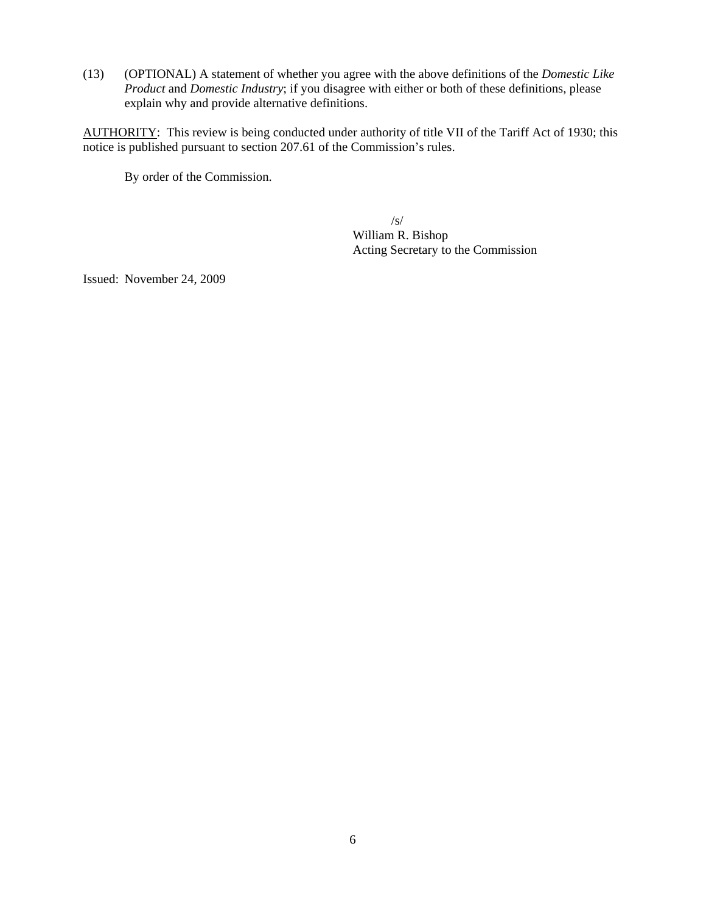(13) (OPTIONAL) A statement of whether you agree with the above definitions of the *Domestic Like Product* and *Domestic Industry*; if you disagree with either or both of these definitions, please explain why and provide alternative definitions.

<u>AUTHORITY</u>: This review is being conducted under authority of title VII of the Tariff Act of 1930; this notice is published pursuant to section 207.61 of the Commission's rules.

By order of the Commission.

/s/
William R. Bishop
Acting Secretary to the Commission

Issued: November 24, 2009